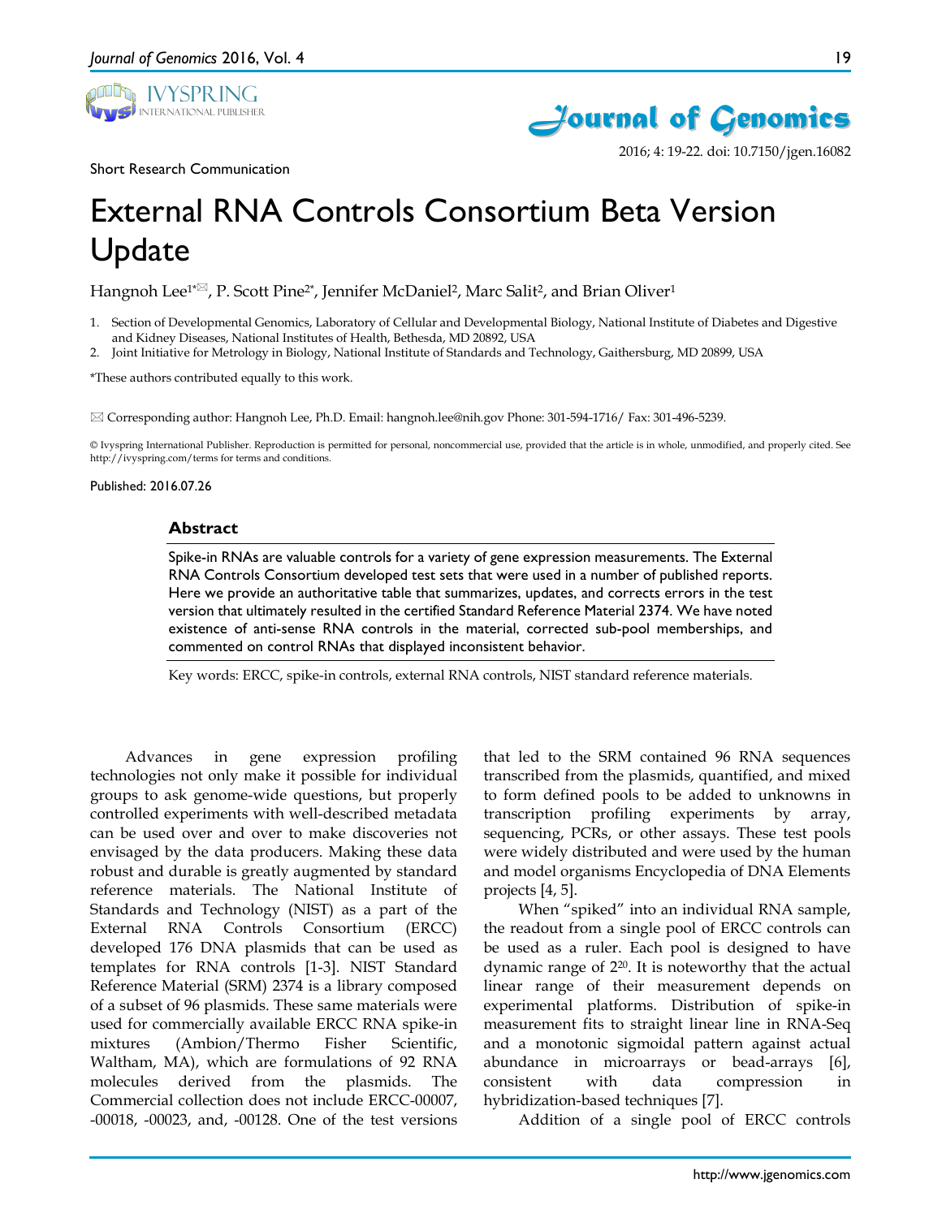Short Research Communication

# External RNA Controls Consortium Beta Version Update

Hangnoh Lee[1*✉], P. Scott Pine[2*], Jennifer McDaniel[2], Marc Salit[2], and Brian Oliver[1]

1. Section of Developmental Genomics, Laboratory of Cellular and Developmental Biology, National Institute of Diabetes and Digestive and Kidney Diseases, National Institutes of Health, Bethesda, MD 20892, USA
2. Joint Initiative for Metrology in Biology, National Institute of Standards and Technology, Gaithersburg, MD 20899, USA

*These authors contributed equally to this work.

✉ Corresponding author: Hangnoh Lee, Ph.D. Email: hangnoh.lee@nih.gov Phone: 301-594-1716/ Fax: 301-496-5239.

© Ivyspring International Publisher. Reproduction is permitted for personal, noncommercial use, provided that the article is in whole, unmodified, and properly cited. See http://ivyspring.com/terms for terms and conditions.

Published: 2016.07.26

## Abstract

Spike-in RNAs are valuable controls for a variety of gene expression measurements. The External RNA Controls Consortium developed test sets that were used in a number of published reports. Here we provide an authoritative table that summarizes, updates, and corrects errors in the test version that ultimately resulted in the certified Standard Reference Material 2374. We have noted existence of anti-sense RNA controls in the material, corrected sub-pool memberships, and commented on control RNAs that displayed inconsistent behavior.

Key words: ERCC, spike-in controls, external RNA controls, NIST standard reference materials.

Advances in gene expression profiling technologies not only make it possible for individual groups to ask genome-wide questions, but properly controlled experiments with well-described metadata can be used over and over to make discoveries not envisaged by the data producers. Making these data robust and durable is greatly augmented by standard reference materials. The National Institute of Standards and Technology (NIST) as a part of the External RNA Controls Consortium (ERCC) developed 176 DNA plasmids that can be used as templates for RNA controls [1-3]. NIST Standard Reference Material (SRM) 2374 is a library composed of a subset of 96 plasmids. These same materials were used for commercially available ERCC RNA spike-in mixtures (Ambion/Thermo Fisher Scientific, Waltham, MA), which are formulations of 92 RNA molecules derived from the plasmids. The Commercial collection does not include ERCC-00007, -00018, -00023, and, -00128. One of the test versions that led to the SRM contained 96 RNA sequences transcribed from the plasmids, quantified, and mixed to form defined pools to be added to unknowns in transcription profiling experiments by array, sequencing, PCRs, or other assays. These test pools were widely distributed and were used by the human and model organisms Encyclopedia of DNA Elements projects [4, 5].

When "spiked" into an individual RNA sample, the readout from a single pool of ERCC controls can be used as a ruler. Each pool is designed to have dynamic range of $2^{20}$. It is noteworthy that the actual linear range of their measurement depends on experimental platforms. Distribution of spike-in measurement fits to straight linear line in RNA-Seq and a monotonic sigmoidal pattern against actual abundance in microarrays or bead-arrays [6], consistent with data compression in hybridization-based techniques [7].

Addition of a single pool of ERCC controls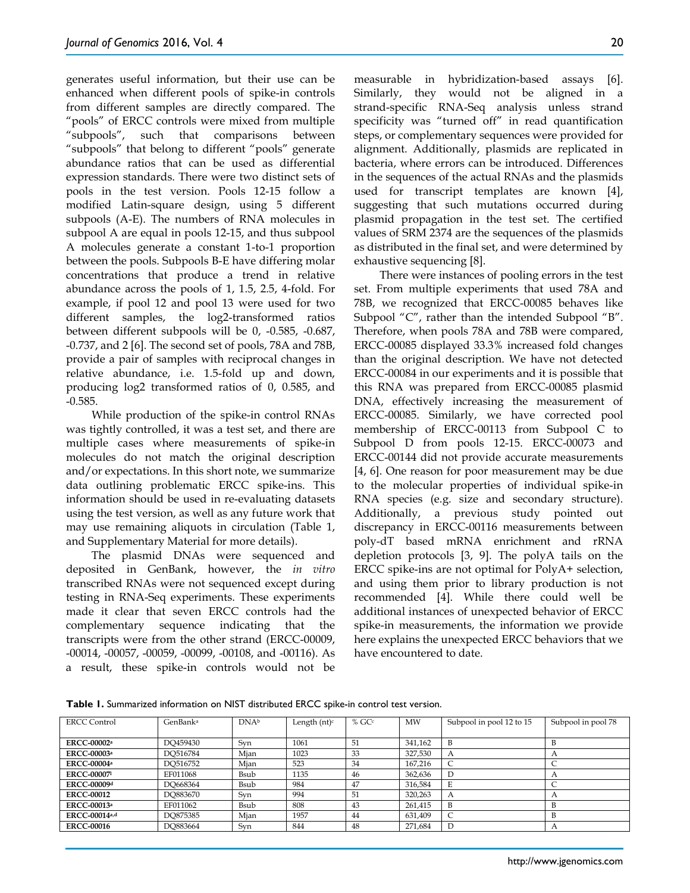generates useful information, but their use can be enhanced when different pools of spike-in controls from different samples are directly compared. The "pools" of ERCC controls were mixed from multiple "subpools", such that comparisons between "subpools" that belong to different "pools" generate abundance ratios that can be used as differential expression standards. There were two distinct sets of pools in the test version. Pools 12-15 follow a modified Latin-square design, using 5 different subpools (A-E). The numbers of RNA molecules in subpool A are equal in pools 12-15, and thus subpool A molecules generate a constant 1-to-1 proportion between the pools. Subpools B-E have differing molar concentrations that produce a trend in relative abundance across the pools of 1, 1.5, 2.5, 4-fold. For example, if pool 12 and pool 13 were used for two different samples, the log2-transformed ratios between different subpools will be 0, -0.585, -0.687, -0.737, and 2 [6]. The second set of pools, 78A and 78B, provide a pair of samples with reciprocal changes in relative abundance, i.e. 1.5-fold up and down, producing log2 transformed ratios of 0, 0.585, and -0.585.

While production of the spike-in control RNAs was tightly controlled, it was a test set, and there are multiple cases where measurements of spike-in molecules do not match the original description and/or expectations. In this short note, we summarize data outlining problematic ERCC spike-ins. This information should be used in re-evaluating datasets using the test version, as well as any future work that may use remaining aliquots in circulation (Table 1, and Supplementary Material for more details).

The plasmid DNAs were sequenced and deposited in GenBank, however, the *in vitro* transcribed RNAs were not sequenced except during testing in RNA-Seq experiments. These experiments made it clear that seven ERCC controls had the complementary sequence indicating that the transcripts were from the other strand (ERCC-00009, -00014, -00057, -00059, -00099, -00108, and -00116). As a result, these spike-in controls would not be measurable in hybridization-based assays [6]. Similarly, they would not be aligned in a strand-specific RNA-Seq analysis unless strand specificity was "turned off" in read quantification steps, or complementary sequences were provided for alignment. Additionally, plasmids are replicated in bacteria, where errors can be introduced. Differences in the sequences of the actual RNAs and the plasmids used for transcript templates are known [4], suggesting that such mutations occurred during plasmid propagation in the test set. The certified values of SRM 2374 are the sequences of the plasmids as distributed in the final set, and were determined by exhaustive sequencing [8].

There were instances of pooling errors in the test set. From multiple experiments that used 78A and 78B, we recognized that ERCC-00085 behaves like Subpool "C", rather than the intended Subpool "B". Therefore, when pools 78A and 78B were compared, ERCC-00085 displayed 33.3% increased fold changes than the original description. We have not detected ERCC-00084 in our experiments and it is possible that this RNA was prepared from ERCC-00085 plasmid DNA, effectively increasing the measurement of ERCC-00085. Similarly, we have corrected pool membership of ERCC-00113 from Subpool C to Subpool D from pools 12-15. ERCC-00073 and ERCC-00144 did not provide accurate measurements [4, 6]. One reason for poor measurement may be due to the molecular properties of individual spike-in RNA species (e.g. size and secondary structure). Additionally, a previous study pointed out discrepancy in ERCC-00116 measurements between poly-dT based mRNA enrichment and rRNA depletion protocols [3, 9]. The polyA tails on the ERCC spike-ins are not optimal for PolyA+ selection, and using them prior to library production is not recommended [4]. While there could well be additional instances of unexpected behavior of ERCC spike-in measurements, the information we provide here explains the unexpected ERCC behaviors that we have encountered to date.

**Table 1.** Summarized information on NIST distributed ERCC spike-in control test version.

| ERCC Control | GenBank[a] | DNA[b] | Length (nt)[c] | % GC[c] | MW | Subpool in pool 12 to 15 | Subpool in pool 78 |
|---|---|---|---|---|---|---|---|
| **ERCC-00002[a]** | DQ459430 | Syn | 1061 | 51 | 341,162 | B | B |
| **ERCC-00003[a]** | DQ516784 | Mjan | 1023 | 33 | 327,530 | A | A |
| **ERCC-00004[a]** | DQ516752 | Mjan | 523 | 34 | 167,216 | C | C |
| **ERCC-00007[l]** | EF011068 | Bsub | 1135 | 46 | 362,636 | D | A |
| **ERCC-00009[d]** | DQ668364 | Bsub | 984 | 47 | 316,584 | E | C |
| **ERCC-00012** | DQ883670 | Syn | 994 | 51 | 320,263 | A | A |
| **ERCC-00013[a]** | EF011062 | Bsub | 808 | 43 | 261,415 | B | B |
| **ERCC-00014[a,d]** | DQ875385 | Mjan | 1957 | 44 | 631,409 | C | B |
| **ERCC-00016** | DQ883664 | Syn | 844 | 48 | 271,684 | D | A |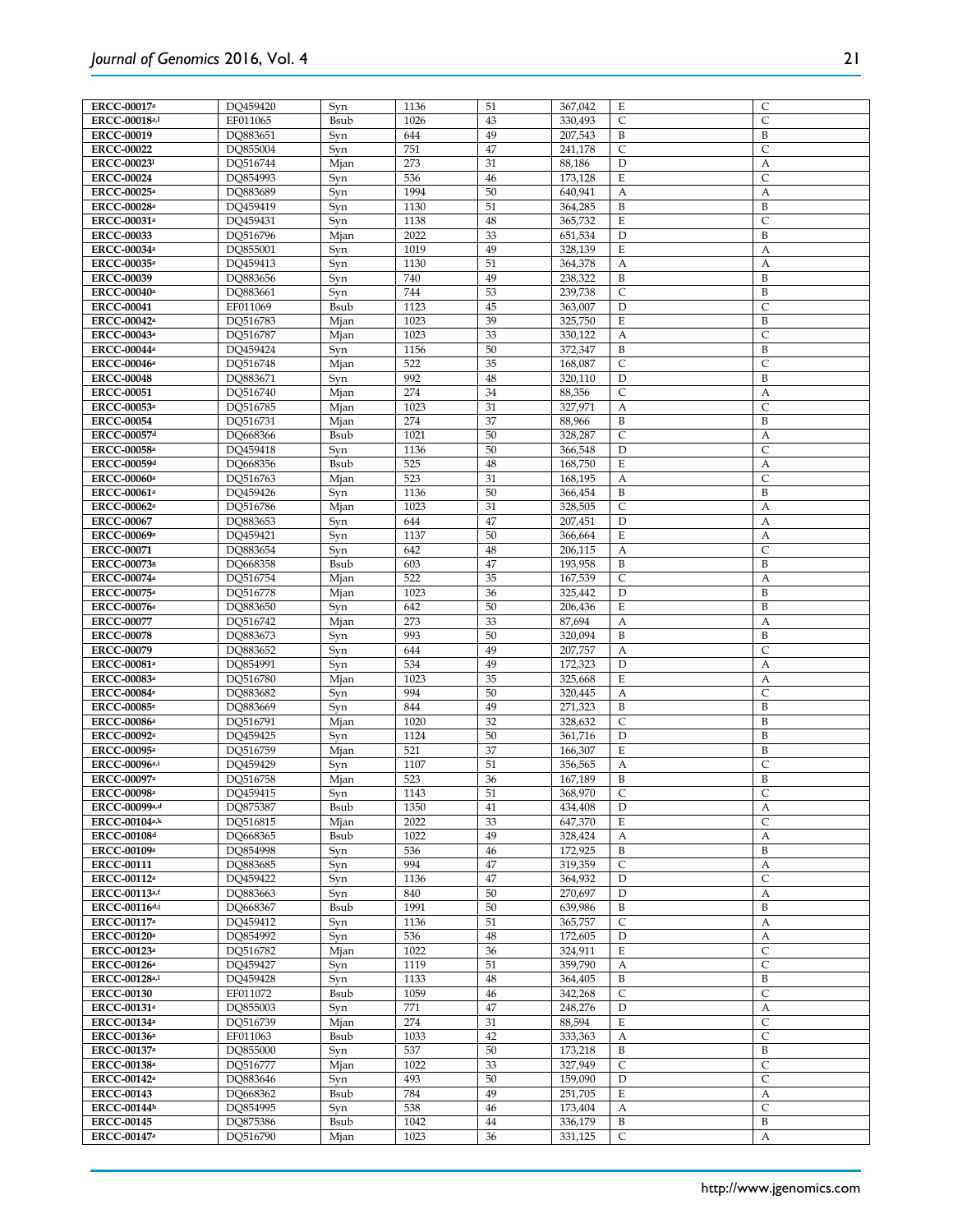| | | | | | | | |
|---|---|---|---|---|---|---|---|
| **ERCC-00017**[a] | DQ459420 | Syn | 1136 | 51 | 367,042 | E | C |
| **ERCC-00018**[a,l] | EF011065 | Bsub | 1026 | 43 | 330,493 | C | C |
| **ERCC-00019** | DQ883651 | Syn | 644 | 49 | 207,543 | B | B |
| **ERCC-00022** | DQ855004 | Syn | 751 | 47 | 241,178 | C | C |
| **ERCC-00023**[l] | DQ516744 | Mjan | 273 | 31 | 88,186 | D | A |
| **ERCC-00024** | DQ854993 | Syn | 536 | 46 | 173,128 | E | C |
| **ERCC-00025**[a] | DQ883689 | Syn | 1994 | 50 | 640,941 | A | A |
| **ERCC-00028**[a] | DQ459419 | Syn | 1130 | 51 | 364,285 | B | B |
| **ERCC-00031**[a] | DQ459431 | Syn | 1138 | 48 | 365,732 | E | C |
| **ERCC-00033** | DQ516796 | Mjan | 2022 | 33 | 651,534 | D | B |
| **ERCC-00034**[a] | DQ855001 | Syn | 1019 | 49 | 328,139 | E | A |
| **ERCC-00035**[a] | DQ459413 | Syn | 1130 | 51 | 364,378 | A | A |
| **ERCC-00039** | DQ883656 | Syn | 740 | 49 | 238,322 | B | B |
| **ERCC-00040**[a] | DQ883661 | Syn | 744 | 53 | 239,738 | C | B |
| **ERCC-00041** | EF011069 | Bsub | 1123 | 45 | 363,007 | D | C |
| **ERCC-00042**[a] | DQ516783 | Mjan | 1023 | 39 | 325,750 | E | B |
| **ERCC-00043**[a] | DQ516787 | Mjan | 1023 | 33 | 330,122 | A | C |
| **ERCC-00044**[a] | DQ459424 | Syn | 1156 | 50 | 372,347 | B | B |
| **ERCC-00046**[a] | DQ516748 | Mjan | 522 | 35 | 168,087 | C | C |
| **ERCC-00048** | DQ883671 | Syn | 992 | 48 | 320,110 | D | B |
| **ERCC-00051** | DQ516740 | Mjan | 274 | 34 | 88,356 | C | A |
| **ERCC-00053**[a] | DQ516785 | Mjan | 1023 | 31 | 327,971 | A | C |
| **ERCC-00054** | DQ516731 | Mjan | 274 | 37 | 88,966 | B | B |
| **ERCC-00057**[d] | DQ668366 | Bsub | 1021 | 50 | 328,287 | C | A |
| **ERCC-00058**[a] | DQ459418 | Syn | 1136 | 50 | 366,548 | D | C |
| **ERCC-00059**[d] | DQ668356 | Bsub | 525 | 48 | 168,750 | E | A |
| **ERCC-00060**[a] | DQ516763 | Mjan | 523 | 31 | 168,195 | A | C |
| **ERCC-00061**[a] | DQ459426 | Syn | 1136 | 50 | 366,454 | B | B |
| **ERCC-00062**[a] | DQ516786 | Mjan | 1023 | 31 | 328,505 | C | A |
| **ERCC-00067** | DQ883653 | Syn | 644 | 47 | 207,451 | D | A |
| **ERCC-00069**[a] | DQ459421 | Syn | 1137 | 50 | 366,664 | E | A |
| **ERCC-00071** | DQ883654 | Syn | 642 | 48 | 206,115 | A | C |
| **ERCC-00073**[g] | DQ668358 | Bsub | 603 | 47 | 193,958 | B | B |
| **ERCC-00074**[a] | DQ516754 | Mjan | 522 | 35 | 167,539 | C | A |
| **ERCC-00075**[a] | DQ516778 | Mjan | 1023 | 36 | 325,442 | D | B |
| **ERCC-00076**[a] | DQ883650 | Syn | 642 | 50 | 206,436 | E | B |
| **ERCC-00077** | DQ516742 | Mjan | 273 | 33 | 87,694 | A | A |
| **ERCC-00078** | DQ883673 | Syn | 993 | 50 | 320,094 | B | B |
| **ERCC-00079** | DQ883652 | Syn | 644 | 49 | 207,757 | A | C |
| **ERCC-00081**[a] | DQ854991 | Syn | 534 | 49 | 172,323 | D | A |
| **ERCC-00083**[a] | DQ516780 | Mjan | 1023 | 35 | 325,668 | E | A |
| **ERCC-00084**[e] | DQ883682 | Syn | 994 | 50 | 320,445 | A | C |
| **ERCC-00085**[e] | DQ883669 | Syn | 844 | 49 | 271,323 | B | B |
| **ERCC-00086**[a] | DQ516791 | Mjan | 1020 | 32 | 328,632 | C | B |
| **ERCC-00092**[a] | DQ459425 | Syn | 1124 | 50 | 361,716 | D | B |
| **ERCC-00095**[a] | DQ516759 | Mjan | 521 | 37 | 166,307 | E | B |
| **ERCC-00096**[a,i] | DQ459429 | Syn | 1107 | 51 | 356,565 | A | C |
| **ERCC-00097**[a] | DQ516758 | Mjan | 523 | 36 | 167,189 | B | B |
| **ERCC-00098**[a] | DQ459415 | Syn | 1143 | 51 | 368,970 | C | C |
| **ERCC-00099**[a,d] | DQ875387 | Bsub | 1350 | 41 | 434,408 | D | A |
| **ERCC-00104**[a,k] | DQ516815 | Mjan | 2022 | 33 | 647,370 | E | C |
| **ERCC-00108**[d] | DQ668365 | Bsub | 1022 | 49 | 328,424 | A | A |
| **ERCC-00109**[a] | DQ854998 | Syn | 536 | 46 | 172,925 | B | B |
| **ERCC-00111** | DQ883685 | Syn | 994 | 47 | 319,359 | C | A |
| **ERCC-00112**[a] | DQ459422 | Syn | 1136 | 47 | 364,932 | D | C |
| **ERCC-00113**[a,f] | DQ883663 | Syn | 840 | 50 | 270,697 | D | A |
| **ERCC-00116**[d,j] | DQ668367 | Bsub | 1991 | 50 | 639,986 | B | B |
| **ERCC-00117**[a] | DQ459412 | Syn | 1136 | 51 | 365,757 | C | A |
| **ERCC-00120**[a] | DQ854992 | Syn | 536 | 48 | 172,605 | D | A |
| **ERCC-00123**[a] | DQ516782 | Mjan | 1022 | 36 | 324,911 | E | C |
| **ERCC-00126**[a] | DQ459427 | Syn | 1119 | 51 | 359,790 | A | C |
| **ERCC-00128**[a,l] | DQ459428 | Syn | 1133 | 48 | 364,405 | B | B |
| **ERCC-00130** | EF011072 | Bsub | 1059 | 46 | 342,268 | C | C |
| **ERCC-00131**[a] | DQ855003 | Syn | 771 | 47 | 248,276 | D | A |
| **ERCC-00134**[a] | DQ516739 | Mjan | 274 | 31 | 88,594 | E | C |
| **ERCC-00136**[a] | EF011063 | Bsub | 1033 | 42 | 333,363 | A | C |
| **ERCC-00137**[a] | DQ855000 | Syn | 537 | 50 | 173,218 | B | B |
| **ERCC-00138**[a] | DQ516777 | Mjan | 1022 | 33 | 327,949 | C | C |
| **ERCC-00142**[a] | DQ883646 | Syn | 493 | 50 | 159,090 | D | C |
| **ERCC-00143** | DQ668362 | Bsub | 784 | 49 | 251,705 | E | A |
| **ERCC-00144**[h] | DQ854995 | Syn | 538 | 46 | 173,404 | A | C |
| **ERCC-00145** | DQ875386 | Bsub | 1042 | 44 | 336,179 | B | B |
| **ERCC-00147**[a] | DQ516790 | Mjan | 1023 | 36 | 331,125 | C | A |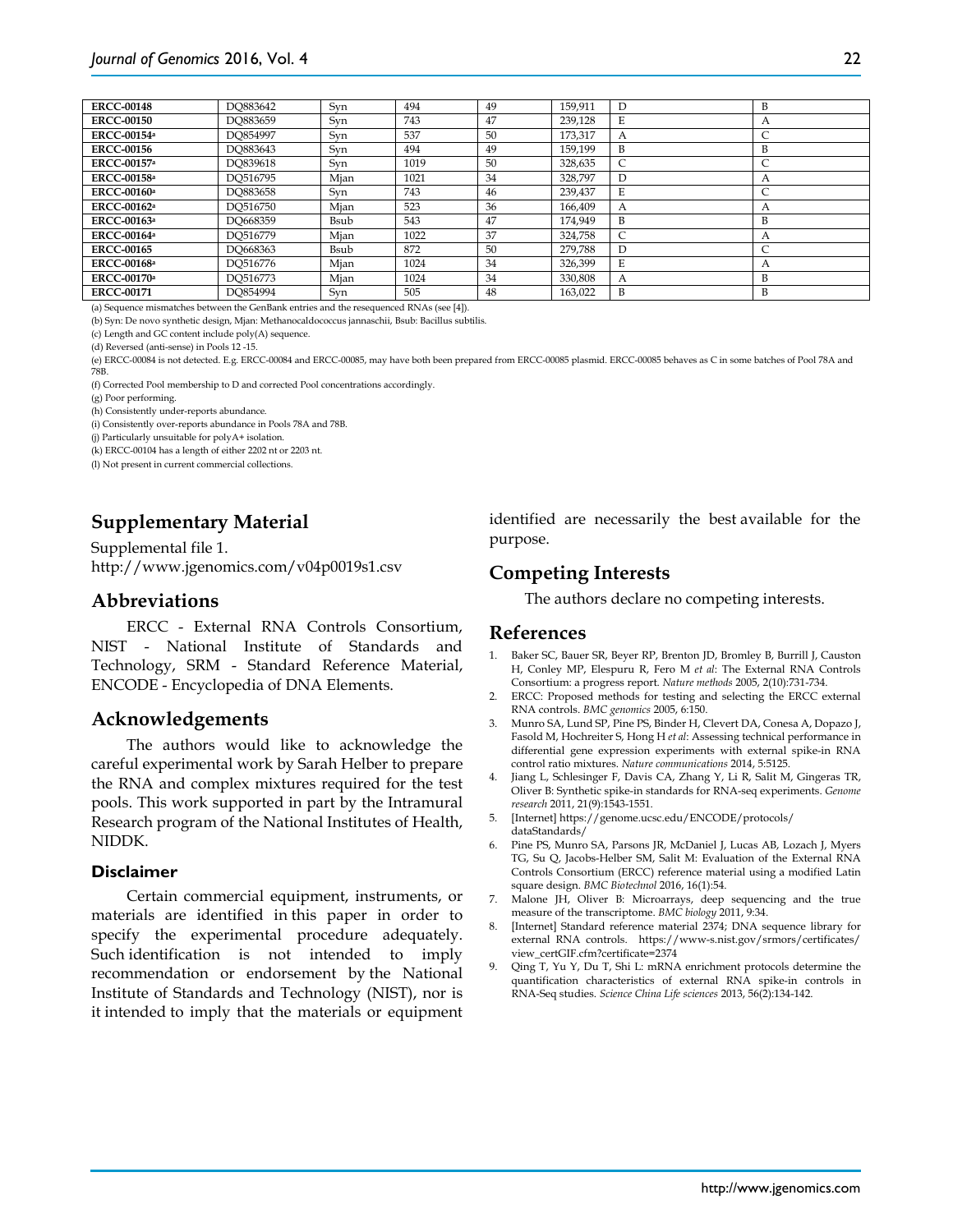| | | | | | | | |
|---|---|---|---|---|---|---|---|
| **ERCC-00148** | DQ883642 | Syn | 494 | 49 | 159,911 | D | B |
| **ERCC-00150** | DQ883659 | Syn | 743 | 47 | 239,128 | E | A |
| **ERCC-00154**[a] | DQ854997 | Syn | 537 | 50 | 173,317 | A | C |
| **ERCC-00156** | DQ883643 | Syn | 494 | 49 | 159,199 | B | B |
| **ERCC-00157**[a] | DQ839618 | Syn | 1019 | 50 | 328,635 | C | C |
| **ERCC-00158**[a] | DQ516795 | Mjan | 1021 | 34 | 328,797 | D | A |
| **ERCC-00160**[a] | DQ883658 | Syn | 743 | 46 | 239,437 | E | C |
| **ERCC-00162**[a] | DQ516750 | Mjan | 523 | 36 | 166,409 | A | A |
| **ERCC-00163**[a] | DQ668359 | Bsub | 543 | 47 | 174,949 | B | B |
| **ERCC-00164**[a] | DQ516779 | Mjan | 1022 | 37 | 324,758 | C | A |
| **ERCC-00165** | DQ668363 | Bsub | 872 | 50 | 279,788 | D | C |
| **ERCC-00168**[a] | DQ516776 | Mjan | 1024 | 34 | 326,399 | E | A |
| **ERCC-00170**[a] | DQ516773 | Mjan | 1024 | 34 | 330,808 | A | B |
| **ERCC-00171** | DQ854994 | Syn | 505 | 48 | 163,022 | B | B |

(a) Sequence mismatches between the GenBank entries and the resequenced RNAs (see [4]).

(b) Syn: De novo synthetic design, Mjan: Methanocaldococcus jannaschii, Bsub: Bacillus subtilis.

(c) Length and GC content include poly(A) sequence.

(d) Reversed (anti-sense) in Pools 12 -15.

(e) ERCC-00084 is not detected. E.g. ERCC-00084 and ERCC-00085, may have both been prepared from ERCC-00085 plasmid. ERCC-00085 behaves as C in some batches of Pool 78A and 78B.

(f) Corrected Pool membership to D and corrected Pool concentrations accordingly.

(g) Poor performing.

(h) Consistently under-reports abundance.

(i) Consistently over-reports abundance in Pools 78A and 78B.

(j) Particularly unsuitable for polyA+ isolation.

(k) ERCC-00104 has a length of either 2202 nt or 2203 nt.

(l) Not present in current commercial collections.

## Supplementary Material

Supplemental file 1.
http://www.jgenomics.com/v04p0019s1.csv

## Abbreviations

ERCC - External RNA Controls Consortium, NIST - National Institute of Standards and Technology, SRM - Standard Reference Material, ENCODE - Encyclopedia of DNA Elements.

## Acknowledgements

The authors would like to acknowledge the careful experimental work by Sarah Helber to prepare the RNA and complex mixtures required for the test pools. This work supported in part by the Intramural Research program of the National Institutes of Health, NIDDK.

### Disclaimer

Certain commercial equipment, instruments, or materials are identified in this paper in order to specify the experimental procedure adequately. Such identification is not intended to imply recommendation or endorsement by the National Institute of Standards and Technology (NIST), nor is it intended to imply that the materials or equipment identified are necessarily the best available for the purpose.

## Competing Interests

The authors declare no competing interests.

## References

1. Baker SC, Bauer SR, Beyer RP, Brenton JD, Bromley B, Burrill J, Causton H, Conley MP, Elespuru R, Fero M *et al*: The External RNA Controls Consortium: a progress report. *Nature methods* 2005, 2(10):731-734.
2. ERCC: Proposed methods for testing and selecting the ERCC external RNA controls. *BMC genomics* 2005, 6:150.
3. Munro SA, Lund SP, Pine PS, Binder H, Clevert DA, Conesa A, Dopazo J, Fasold M, Hochreiter S, Hong H *et al*: Assessing technical performance in differential gene expression experiments with external spike-in RNA control ratio mixtures. *Nature communications* 2014, 5:5125.
4. Jiang L, Schlesinger F, Davis CA, Zhang Y, Li R, Salit M, Gingeras TR, Oliver B: Synthetic spike-in standards for RNA-seq experiments. *Genome research* 2011, 21(9):1543-1551.
5. [Internet] https://genome.ucsc.edu/ENCODE/protocols/dataStandards/
6. Pine PS, Munro SA, Parsons JR, McDaniel J, Lucas AB, Lozach J, Myers TG, Su Q, Jacobs-Helber SM, Salit M: Evaluation of the External RNA Controls Consortium (ERCC) reference material using a modified Latin square design. *BMC Biotechnol* 2016, 16(1):54.
7. Malone JH, Oliver B: Microarrays, deep sequencing and the true measure of the transcriptome. *BMC biology* 2011, 9:34.
8. [Internet] Standard reference material 2374; DNA sequence library for external RNA controls. https://www-s.nist.gov/srmors/certificates/view_certGIF.cfm?certificate=2374
9. Qing T, Yu Y, Du T, Shi L: mRNA enrichment protocols determine the quantification characteristics of external RNA spike-in controls in RNA-Seq studies. *Science China Life sciences* 2013, 56(2):134-142.